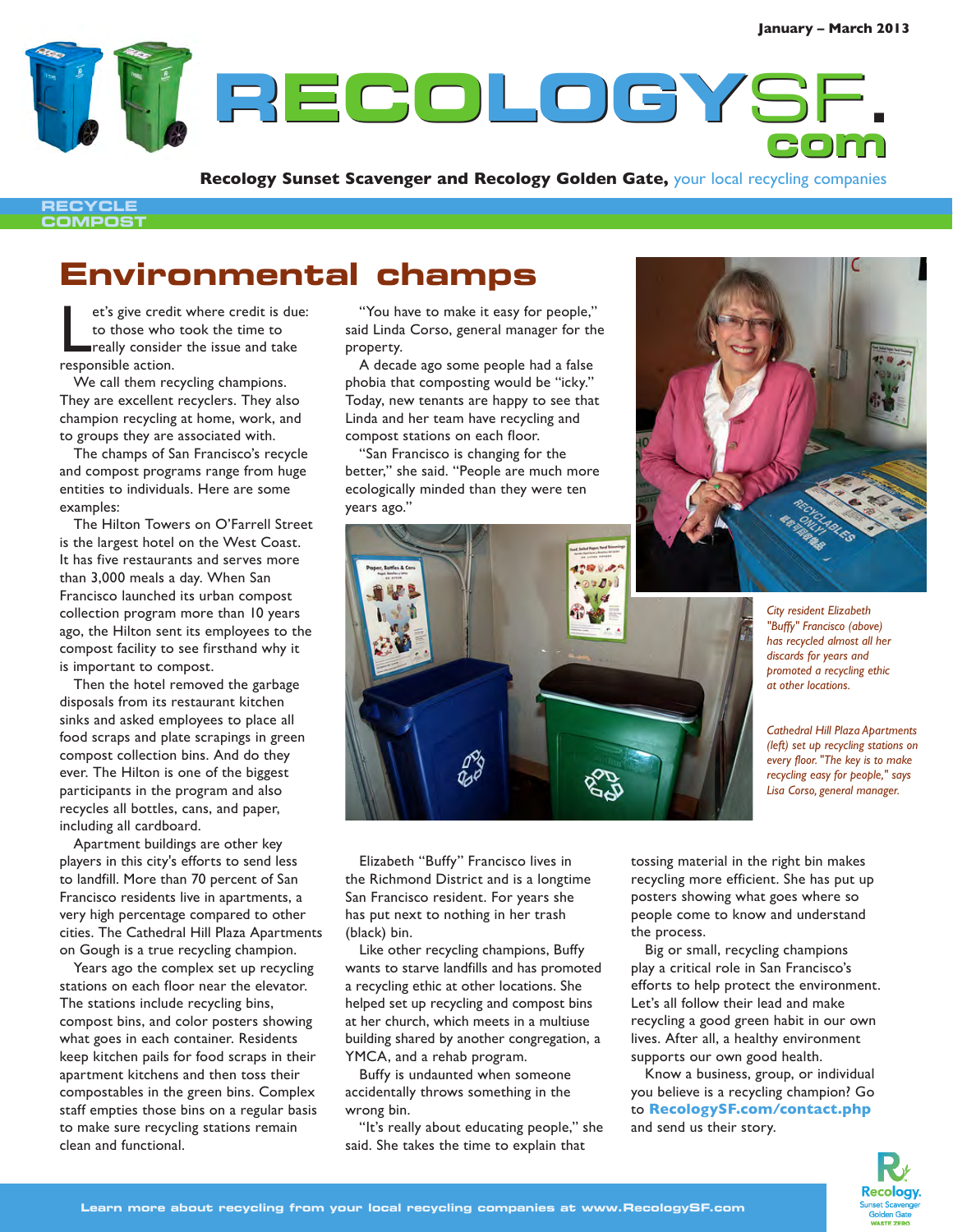January – March 2013

# RECOLOGYSF.com

**Recology Sunset Scavenger and Recology Golden Gate,** your local recycling companies

RECYCLE
COMPOST

## Environmental champs

Let's give credit where credit is due: to those who took the time to really consider the issue and take responsible action.

We call them recycling champions. They are excellent recyclers. They also champion recycling at home, work, and to groups they are associated with.

The champs of San Francisco's recycle and compost programs range from huge entities to individuals. Here are some examples:

The Hilton Towers on O'Farrell Street is the largest hotel on the West Coast. It has five restaurants and serves more than 3,000 meals a day. When San Francisco launched its urban compost collection program more than 10 years ago, the Hilton sent its employees to the compost facility to see firsthand why it is important to compost.

Then the hotel removed the garbage disposals from its restaurant kitchen sinks and asked employees to place all food scraps and plate scrapings in green compost collection bins. And do they ever. The Hilton is one of the biggest participants in the program and also recycles all bottles, cans, and paper, including all cardboard.

Apartment buildings are other key players in this city's efforts to send less to landfill. More than 70 percent of San Francisco residents live in apartments, a very high percentage compared to other cities. The Cathedral Hill Plaza Apartments on Gough is a true recycling champion.

Years ago the complex set up recycling stations on each floor near the elevator. The stations include recycling bins, compost bins, and color posters showing what goes in each container. Residents keep kitchen pails for food scraps in their apartment kitchens and then toss their compostables in the green bins. Complex staff empties those bins on a regular basis to make sure recycling stations remain clean and functional.

"You have to make it easy for people," said Linda Corso, general manager for the property.

A decade ago some people had a false phobia that composting would be "icky." Today, new tenants are happy to see that Linda and her team have recycling and compost stations on each floor.

"San Francisco is changing for the better," she said. "People are much more ecologically minded than they were ten years ago."

*City resident Elizabeth "Buffy" Francisco (above) has recycled almost all her discards for years and promoted a recycling ethic at other locations.*

*Cathedral Hill Plaza Apartments (left) set up recycling stations on every floor. "The key is to make recycling easy for people," says Lisa Corso, general manager.*

Elizabeth "Buffy" Francisco lives in the Richmond District and is a longtime San Francisco resident. For years she has put next to nothing in her trash (black) bin.

Like other recycling champions, Buffy wants to starve landfills and has promoted a recycling ethic at other locations. She helped set up recycling and compost bins at her church, which meets in a multiuse building shared by another congregation, a YMCA, and a rehab program.

Buffy is undaunted when someone accidentally throws something in the wrong bin.

"It's really about educating people," she said. She takes the time to explain that tossing material in the right bin makes recycling more efficient. She has put up posters showing what goes where so people come to know and understand the process.

Big or small, recycling champions play a critical role in San Francisco's efforts to help protect the environment. Let's all follow their lead and make recycling a good green habit in our own lives. After all, a healthy environment supports our own good health.

Know a business, group, or individual you believe is a recycling champion? Go to **RecologySF.com/contact.php** and send us their story.

Learn more about recycling from your local recycling companies at www.RecologySF.com

Recology. Sunset Scavenger Golden Gate WASTE ZERO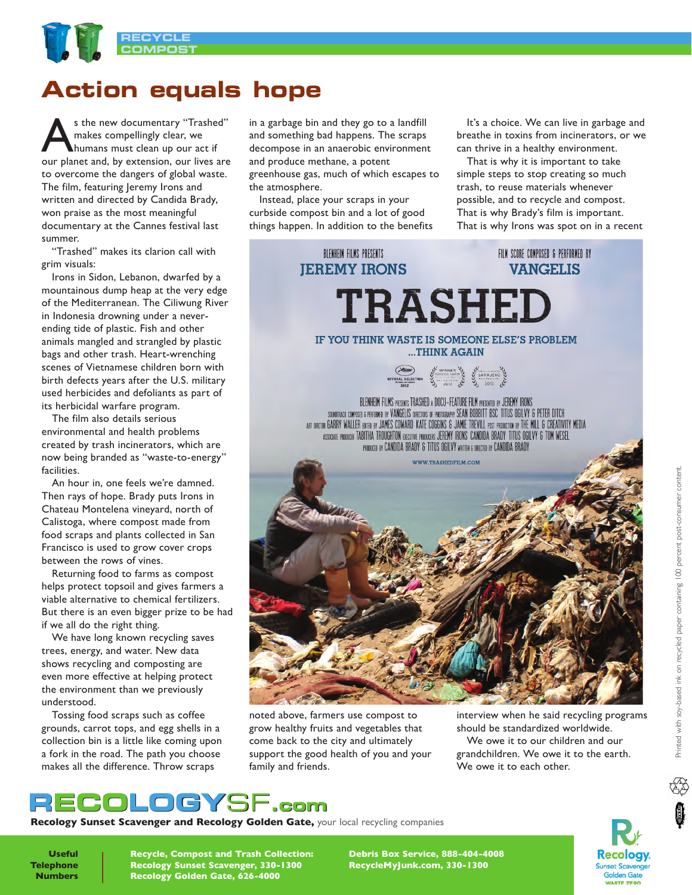RECYCLE
COMPOST

# Action equals hope

As the new documentary "Trashed" makes compellingly clear, we humans must clean up our act if our planet and, by extension, our lives are to overcome the dangers of global waste. The film, featuring Jeremy Irons and written and directed by Candida Brady, won praise as the most meaningful documentary at the Cannes festival last summer.

"Trashed" makes its clarion call with grim visuals:

Irons in Sidon, Lebanon, dwarfed by a mountainous dump heap at the very edge of the Mediterranean. The Ciliwung River in Indonesia drowning under a never-ending tide of plastic. Fish and other animals mangled and strangled by plastic bags and other trash. Heart-wrenching scenes of Vietnamese children born with birth defects years after the U.S. military used herbicides and defoliants as part of its herbicidal warfare program.

The film also details serious environmental and health problems created by trash incinerators, which are now being branded as "waste-to-energy" facilities.

An hour in, one feels we're damned. Then rays of hope. Brady puts Irons in Chateau Montelena vineyard, north of Calistoga, where compost made from food scraps and plants collected in San Francisco is used to grow cover crops between the rows of vines.

Returning food to farms as compost helps protect topsoil and gives farmers a viable alternative to chemical fertilizers. But there is an even bigger prize to be had if we all do the right thing.

We have long known recycling saves trees, energy, and water. New data shows recycling and composting are even more effective at helping protect the environment than we previously understood.

Tossing food scraps such as coffee grounds, carrot tops, and egg shells in a collection bin is a little like coming upon a fork in the road. The path you choose makes all the difference. Throw scraps in a garbage bin and they go to a landfill and something bad happens. The scraps decompose in an anaerobic environment and produce methane, a potent greenhouse gas, much of which escapes to the atmosphere.

Instead, place your scraps in your curbside compost bin and a lot of good things happen. In addition to the benefits noted above, farmers use compost to grow healthy fruits and vegetables that come back to the city and ultimately support the good health of you and your family and friends.

It's a choice. We can live in garbage and breathe in toxins from incinerators, or we can thrive in a healthy environment.

That is why it is important to take simple steps to stop creating so much trash, to reuse materials whenever possible, and to recycle and compost. That is why Brady's film is important. That is why Irons was spot on in a recent interview when he said recycling programs should be standardized worldwide.

We owe it to our children and our grandchildren. We owe it to the earth. We owe it to each other.

BLENHEIM FILMS PRESENTS
JEREMY IRONS
FILM SCORE COMPOSED & PERFORMED BY
VANGELIS
TRASHED
IF YOU THINK WASTE IS SOMEONE ELSE'S PROBLEM ...THINK AGAIN
BLENHEIM FILMS PRESENTS TRASHED A DOCU-FEATURE FILM PRESENTED BY JEREMY IRONS SOUNDTRACK COMPOSED & PERFORMED BY VANGELIS DIRECTORS OF PHOTOGRAPHY SEAN BOBBITT BSC TITUS OGILVY & PETER DITCH ART DIRECTOR GARRY WALLER EDITED BY JAMES COWARD KATE COGGINS & JAMIE TREVILL POST PRODUCTION BY THE MILL & CREATIVITY MEDIA ASSOCIATE PRODUCER TABITHA TROUGHTON EXECUTIVE PRODUCERS JEREMY IRONS CANDIDA BRADY TITUS OGILVY & TOM WESEL PRODUCED BY CANDIDA BRADY & TITUS OGILVY WRITTEN & DIRECTED BY CANDIDA BRADY
WWW.TRASHEDFILM.COM

Printed with soy-based ink on recycled paper containing 100 percent post-consumer content.

**RECOLOGYSF.com**

**Recology Sunset Scavenger and Recology Golden Gate,** your local recycling companies

**Useful Telephone Numbers**

**Recycle, Compost and Trash Collection:**
**Recology Sunset Scavenger, 330-1300**
**Recology Golden Gate, 626-4000**

**Debris Box Service, 888-404-4008**
**RecycleMyJunk.com, 330-1300**

Recology. Sunset Scavenger Golden Gate WASTE ZERO